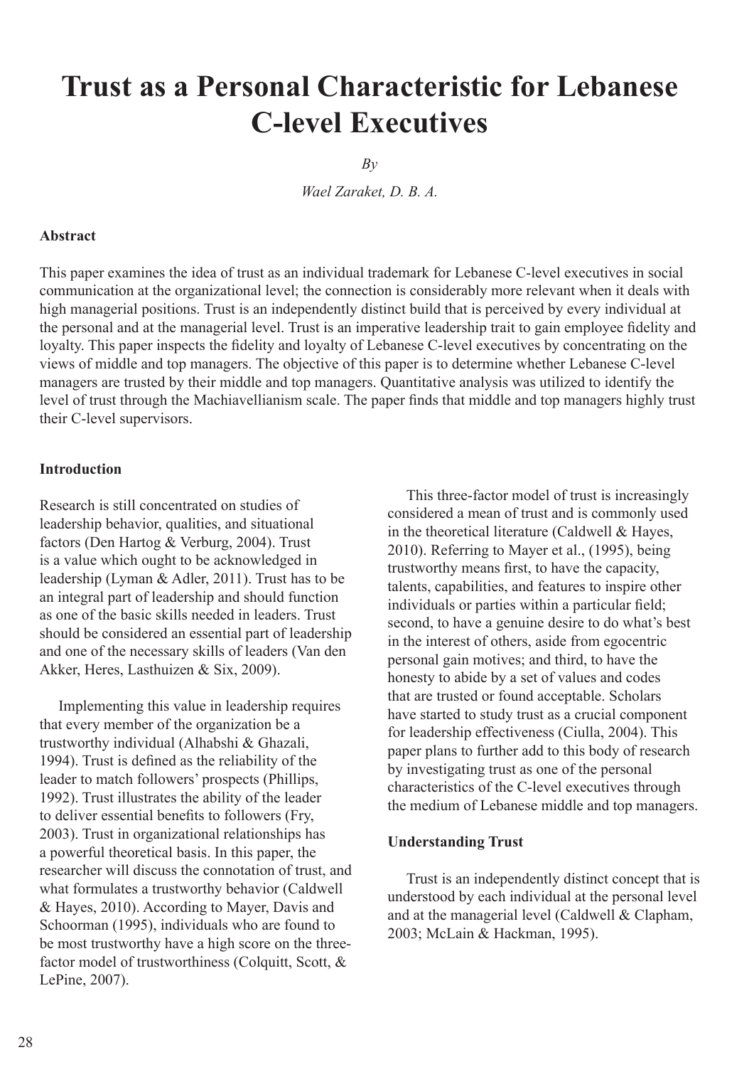# Trust as a Personal Characteristic for Lebanese C-level Executives

*By*

*Wael Zaraket, D. B. A.*

**Abstract**

This paper examines the idea of trust as an individual trademark for Lebanese C-level executives in social communication at the organizational level; the connection is considerably more relevant when it deals with high managerial positions. Trust is an independently distinct build that is perceived by every individual at the personal and at the managerial level. Trust is an imperative leadership trait to gain employee fidelity and loyalty. This paper inspects the fidelity and loyalty of Lebanese C-level executives by concentrating on the views of middle and top managers. The objective of this paper is to determine whether Lebanese C-level managers are trusted by their middle and top managers. Quantitative analysis was utilized to identify the level of trust through the Machiavellianism scale. The paper finds that middle and top managers highly trust their C-level supervisors.

**Introduction**

Research is still concentrated on studies of leadership behavior, qualities, and situational factors (Den Hartog & Verburg, 2004). Trust is a value which ought to be acknowledged in leadership (Lyman & Adler, 2011). Trust has to be an integral part of leadership and should function as one of the basic skills needed in leaders. Trust should be considered an essential part of leadership and one of the necessary skills of leaders (Van den Akker, Heres, Lasthuizen & Six, 2009).

Implementing this value in leadership requires that every member of the organization be a trustworthy individual (Alhabshi & Ghazali, 1994). Trust is defined as the reliability of the leader to match followers' prospects (Phillips, 1992). Trust illustrates the ability of the leader to deliver essential benefits to followers (Fry, 2003). Trust in organizational relationships has a powerful theoretical basis. In this paper, the researcher will discuss the connotation of trust, and what formulates a trustworthy behavior (Caldwell & Hayes, 2010). According to Mayer, Davis and Schoorman (1995), individuals who are found to be most trustworthy have a high score on the three-factor model of trustworthiness (Colquitt, Scott, & LePine, 2007).

This three-factor model of trust is increasingly considered a mean of trust and is commonly used in the theoretical literature (Caldwell & Hayes, 2010). Referring to Mayer et al., (1995), being trustworthy means first, to have the capacity, talents, capabilities, and features to inspire other individuals or parties within a particular field; second, to have a genuine desire to do what's best in the interest of others, aside from egocentric personal gain motives; and third, to have the honesty to abide by a set of values and codes that are trusted or found acceptable. Scholars have started to study trust as a crucial component for leadership effectiveness (Ciulla, 2004). This paper plans to further add to this body of research by investigating trust as one of the personal characteristics of the C-level executives through the medium of Lebanese middle and top managers.

**Understanding Trust**

Trust is an independently distinct concept that is understood by each individual at the personal level and at the managerial level (Caldwell & Clapham, 2003; McLain & Hackman, 1995).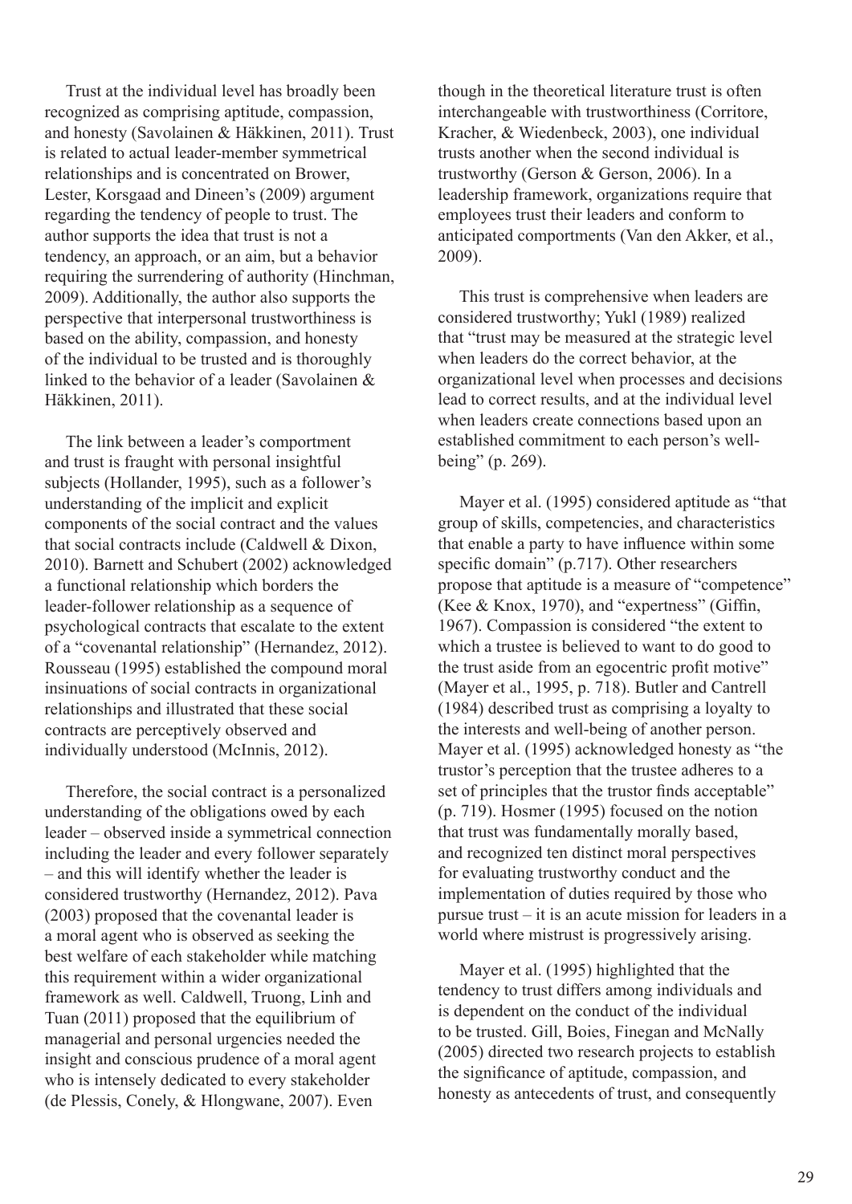Trust at the individual level has broadly been recognized as comprising aptitude, compassion, and honesty (Savolainen & Häkkinen, 2011). Trust is related to actual leader-member symmetrical relationships and is concentrated on Brower, Lester, Korsgaad and Dineen's (2009) argument regarding the tendency of people to trust. The author supports the idea that trust is not a tendency, an approach, or an aim, but a behavior requiring the surrendering of authority (Hinchman, 2009). Additionally, the author also supports the perspective that interpersonal trustworthiness is based on the ability, compassion, and honesty of the individual to be trusted and is thoroughly linked to the behavior of a leader (Savolainen & Häkkinen, 2011).

The link between a leader's comportment and trust is fraught with personal insightful subjects (Hollander, 1995), such as a follower's understanding of the implicit and explicit components of the social contract and the values that social contracts include (Caldwell & Dixon, 2010). Barnett and Schubert (2002) acknowledged a functional relationship which borders the leader-follower relationship as a sequence of psychological contracts that escalate to the extent of a "covenantal relationship" (Hernandez, 2012). Rousseau (1995) established the compound moral insinuations of social contracts in organizational relationships and illustrated that these social contracts are perceptively observed and individually understood (McInnis, 2012).

Therefore, the social contract is a personalized understanding of the obligations owed by each leader – observed inside a symmetrical connection including the leader and every follower separately – and this will identify whether the leader is considered trustworthy (Hernandez, 2012). Pava (2003) proposed that the covenantal leader is a moral agent who is observed as seeking the best welfare of each stakeholder while matching this requirement within a wider organizational framework as well. Caldwell, Truong, Linh and Tuan (2011) proposed that the equilibrium of managerial and personal urgencies needed the insight and conscious prudence of a moral agent who is intensely dedicated to every stakeholder (de Plessis, Conely, & Hlongwane, 2007). Even though in the theoretical literature trust is often interchangeable with trustworthiness (Corritore, Kracher, & Wiedenbeck, 2003), one individual trusts another when the second individual is trustworthy (Gerson & Gerson, 2006). In a leadership framework, organizations require that employees trust their leaders and conform to anticipated comportments (Van den Akker, et al., 2009).

This trust is comprehensive when leaders are considered trustworthy; Yukl (1989) realized that "trust may be measured at the strategic level when leaders do the correct behavior, at the organizational level when processes and decisions lead to correct results, and at the individual level when leaders create connections based upon an established commitment to each person's well-being" (p. 269).

Mayer et al. (1995) considered aptitude as "that group of skills, competencies, and characteristics that enable a party to have influence within some specific domain" (p.717). Other researchers propose that aptitude is a measure of "competence" (Kee & Knox, 1970), and "expertness" (Giffin, 1967). Compassion is considered "the extent to which a trustee is believed to want to do good to the trust aside from an egocentric profit motive" (Mayer et al., 1995, p. 718). Butler and Cantrell (1984) described trust as comprising a loyalty to the interests and well-being of another person. Mayer et al. (1995) acknowledged honesty as "the trustor's perception that the trustee adheres to a set of principles that the trustor finds acceptable" (p. 719). Hosmer (1995) focused on the notion that trust was fundamentally morally based, and recognized ten distinct moral perspectives for evaluating trustworthy conduct and the implementation of duties required by those who pursue trust – it is an acute mission for leaders in a world where mistrust is progressively arising.

Mayer et al. (1995) highlighted that the tendency to trust differs among individuals and is dependent on the conduct of the individual to be trusted. Gill, Boies, Finegan and McNally (2005) directed two research projects to establish the significance of aptitude, compassion, and honesty as antecedents of trust, and consequently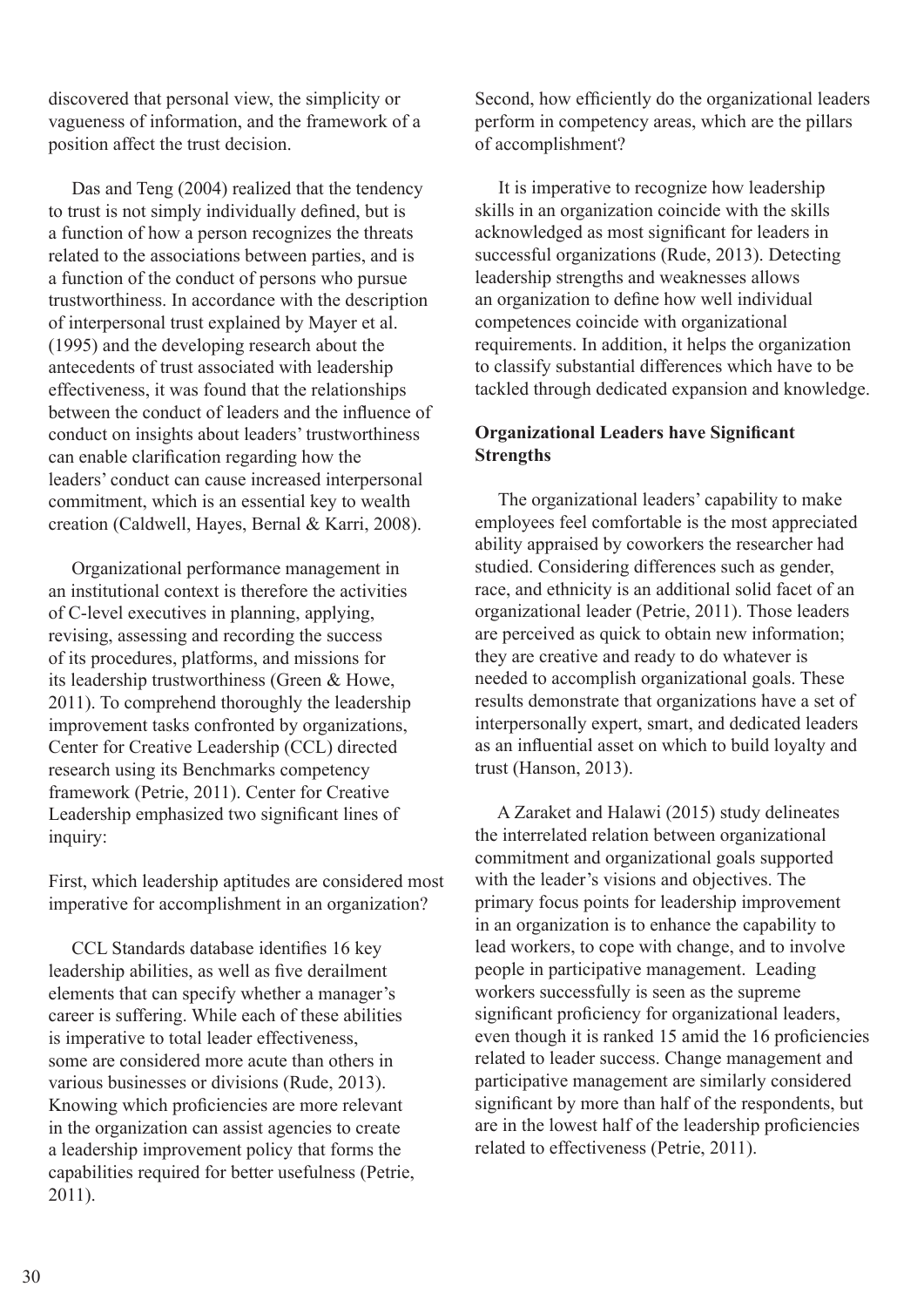discovered that personal view, the simplicity or vagueness of information, and the framework of a position affect the trust decision.

Das and Teng (2004) realized that the tendency to trust is not simply individually defined, but is a function of how a person recognizes the threats related to the associations between parties, and is a function of the conduct of persons who pursue trustworthiness. In accordance with the description of interpersonal trust explained by Mayer et al. (1995) and the developing research about the antecedents of trust associated with leadership effectiveness, it was found that the relationships between the conduct of leaders and the influence of conduct on insights about leaders' trustworthiness can enable clarification regarding how the leaders' conduct can cause increased interpersonal commitment, which is an essential key to wealth creation (Caldwell, Hayes, Bernal & Karri, 2008).

Organizational performance management in an institutional context is therefore the activities of C-level executives in planning, applying, revising, assessing and recording the success of its procedures, platforms, and missions for its leadership trustworthiness (Green & Howe, 2011). To comprehend thoroughly the leadership improvement tasks confronted by organizations, Center for Creative Leadership (CCL) directed research using its Benchmarks competency framework (Petrie, 2011). Center for Creative Leadership emphasized two significant lines of inquiry:

First, which leadership aptitudes are considered most imperative for accomplishment in an organization?

CCL Standards database identifies 16 key leadership abilities, as well as five derailment elements that can specify whether a manager's career is suffering. While each of these abilities is imperative to total leader effectiveness, some are considered more acute than others in various businesses or divisions (Rude, 2013). Knowing which proficiencies are more relevant in the organization can assist agencies to create a leadership improvement policy that forms the capabilities required for better usefulness (Petrie, 2011).

Second, how efficiently do the organizational leaders perform in competency areas, which are the pillars of accomplishment?

It is imperative to recognize how leadership skills in an organization coincide with the skills acknowledged as most significant for leaders in successful organizations (Rude, 2013). Detecting leadership strengths and weaknesses allows an organization to define how well individual competences coincide with organizational requirements. In addition, it helps the organization to classify substantial differences which have to be tackled through dedicated expansion and knowledge.

**Organizational Leaders have Significant Strengths**

The organizational leaders' capability to make employees feel comfortable is the most appreciated ability appraised by coworkers the researcher had studied. Considering differences such as gender, race, and ethnicity is an additional solid facet of an organizational leader (Petrie, 2011). Those leaders are perceived as quick to obtain new information; they are creative and ready to do whatever is needed to accomplish organizational goals. These results demonstrate that organizations have a set of interpersonally expert, smart, and dedicated leaders as an influential asset on which to build loyalty and trust (Hanson, 2013).

A Zaraket and Halawi (2015) study delineates the interrelated relation between organizational commitment and organizational goals supported with the leader's visions and objectives. The primary focus points for leadership improvement in an organization is to enhance the capability to lead workers, to cope with change, and to involve people in participative management. Leading workers successfully is seen as the supreme significant proficiency for organizational leaders, even though it is ranked 15 amid the 16 proficiencies related to leader success. Change management and participative management are similarly considered significant by more than half of the respondents, but are in the lowest half of the leadership proficiencies related to effectiveness (Petrie, 2011).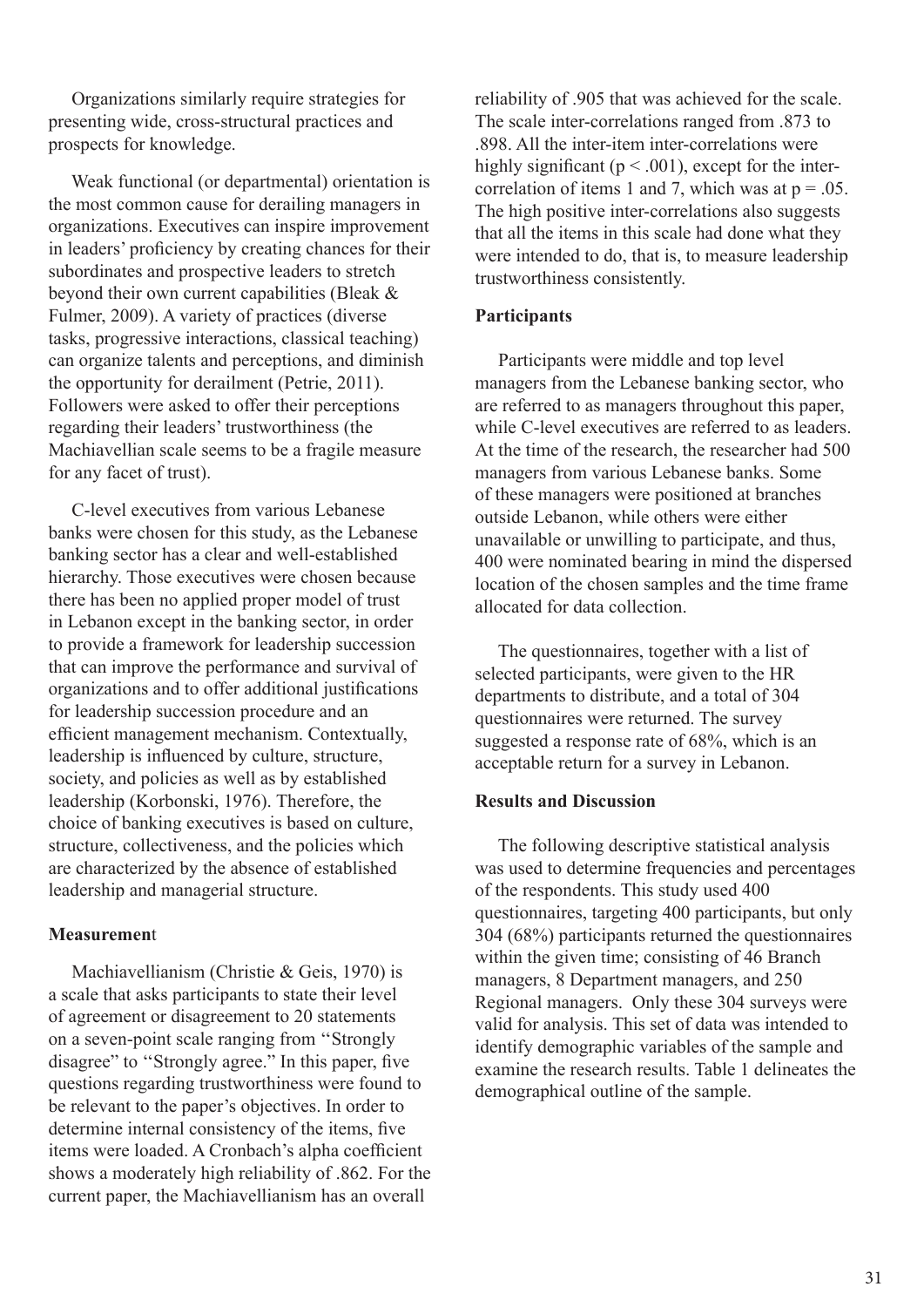Organizations similarly require strategies for presenting wide, cross-structural practices and prospects for knowledge.

Weak functional (or departmental) orientation is the most common cause for derailing managers in organizations. Executives can inspire improvement in leaders' proficiency by creating chances for their subordinates and prospective leaders to stretch beyond their own current capabilities (Bleak & Fulmer, 2009). A variety of practices (diverse tasks, progressive interactions, classical teaching) can organize talents and perceptions, and diminish the opportunity for derailment (Petrie, 2011). Followers were asked to offer their perceptions regarding their leaders' trustworthiness (the Machiavellian scale seems to be a fragile measure for any facet of trust).

C-level executives from various Lebanese banks were chosen for this study, as the Lebanese banking sector has a clear and well-established hierarchy. Those executives were chosen because there has been no applied proper model of trust in Lebanon except in the banking sector, in order to provide a framework for leadership succession that can improve the performance and survival of organizations and to offer additional justifications for leadership succession procedure and an efficient management mechanism. Contextually, leadership is influenced by culture, structure, society, and policies as well as by established leadership (Korbonski, 1976). Therefore, the choice of banking executives is based on culture, structure, collectiveness, and the policies which are characterized by the absence of established leadership and managerial structure.

**Measurement**

Machiavellianism (Christie & Geis, 1970) is a scale that asks participants to state their level of agreement or disagreement to 20 statements on a seven-point scale ranging from ''Strongly disagree'' to ''Strongly agree.'' In this paper, five questions regarding trustworthiness were found to be relevant to the paper's objectives. In order to determine internal consistency of the items, five items were loaded. A Cronbach's alpha coefficient shows a moderately high reliability of .862. For the current paper, the Machiavellianism has an overall reliability of .905 that was achieved for the scale. The scale inter-correlations ranged from .873 to .898. All the inter-item inter-correlations were highly significant ($p < .001$), except for the inter-correlation of items 1 and 7, which was at $p = .05$. The high positive inter-correlations also suggests that all the items in this scale had done what they were intended to do, that is, to measure leadership trustworthiness consistently.

**Participants**

Participants were middle and top level managers from the Lebanese banking sector, who are referred to as managers throughout this paper, while C-level executives are referred to as leaders. At the time of the research, the researcher had 500 managers from various Lebanese banks. Some of these managers were positioned at branches outside Lebanon, while others were either unavailable or unwilling to participate, and thus, 400 were nominated bearing in mind the dispersed location of the chosen samples and the time frame allocated for data collection.

The questionnaires, together with a list of selected participants, were given to the HR departments to distribute, and a total of 304 questionnaires were returned. The survey suggested a response rate of 68%, which is an acceptable return for a survey in Lebanon.

**Results and Discussion**

The following descriptive statistical analysis was used to determine frequencies and percentages of the respondents. This study used 400 questionnaires, targeting 400 participants, but only 304 (68%) participants returned the questionnaires within the given time; consisting of 46 Branch managers, 8 Department managers, and 250 Regional managers. Only these 304 surveys were valid for analysis. This set of data was intended to identify demographic variables of the sample and examine the research results. Table 1 delineates the demographical outline of the sample.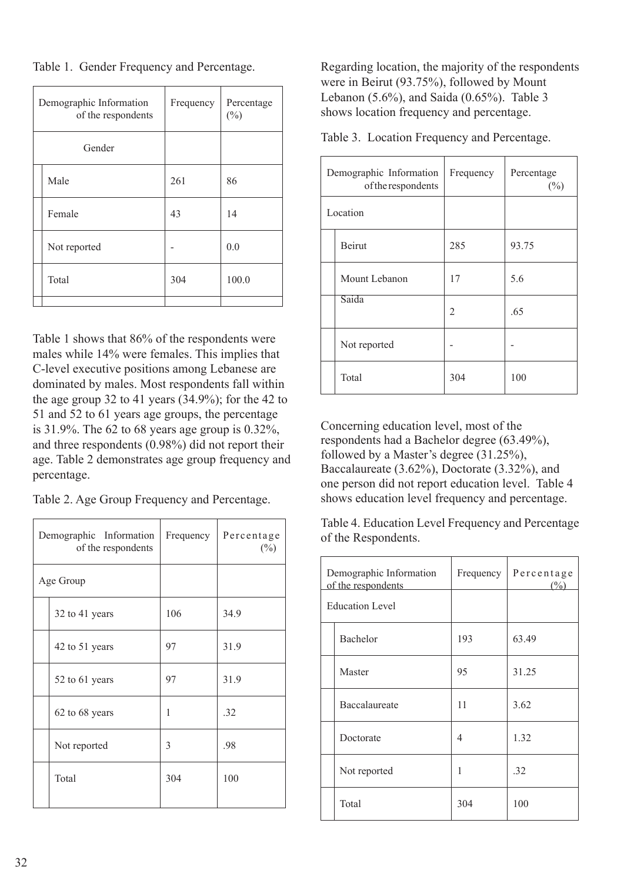Table 1. Gender Frequency and Percentage.

| Demographic Information of the respondents | Frequency | Percentage (%) |
|---|---|---|
| Gender | | |
| Male | 261 | 86 |
| Female | 43 | 14 |
| Not reported | - | 0.0 |
| Total | 304 | 100.0 |

Table 1 shows that 86% of the respondents were males while 14% were females. This implies that C-level executive positions among Lebanese are dominated by males. Most respondents fall within the age group 32 to 41 years (34.9%); for the 42 to 51 and 52 to 61 years age groups, the percentage is 31.9%. The 62 to 68 years age group is 0.32%, and three respondents (0.98%) did not report their age. Table 2 demonstrates age group frequency and percentage.

Table 2. Age Group Frequency and Percentage.

| Demographic Information of the respondents | Frequency | Percentage (%) |
|---|---|---|
| Age Group | | |
| 32 to 41 years | 106 | 34.9 |
| 42 to 51 years | 97 | 31.9 |
| 52 to 61 years | 97 | 31.9 |
| 62 to 68 years | 1 | .32 |
| Not reported | 3 | .98 |
| Total | 304 | 100 |

Regarding location, the majority of the respondents were in Beirut (93.75%), followed by Mount Lebanon (5.6%), and Saida (0.65%). Table 3 shows location frequency and percentage.

Table 3. Location Frequency and Percentage.

| Demographic Information of the respondents | Frequency | Percentage (%) |
|---|---|---|
| Location | | |
| Beirut | 285 | 93.75 |
| Mount Lebanon | 17 | 5.6 |
| Saida | 2 | .65 |
| Not reported | - | - |
| Total | 304 | 100 |

Concerning education level, most of the respondents had a Bachelor degree (63.49%), followed by a Master's degree (31.25%), Baccalaureate (3.62%), Doctorate (3.32%), and one person did not report education level. Table 4 shows education level frequency and percentage.

Table 4. Education Level Frequency and Percentage of the Respondents.

| Demographic Information of the respondents | Frequency | Percentage (%) |
|---|---|---|
| Education Level | | |
| Bachelor | 193 | 63.49 |
| Master | 95 | 31.25 |
| Baccalaureate | 11 | 3.62 |
| Doctorate | 4 | 1.32 |
| Not reported | 1 | .32 |
| Total | 304 | 100 |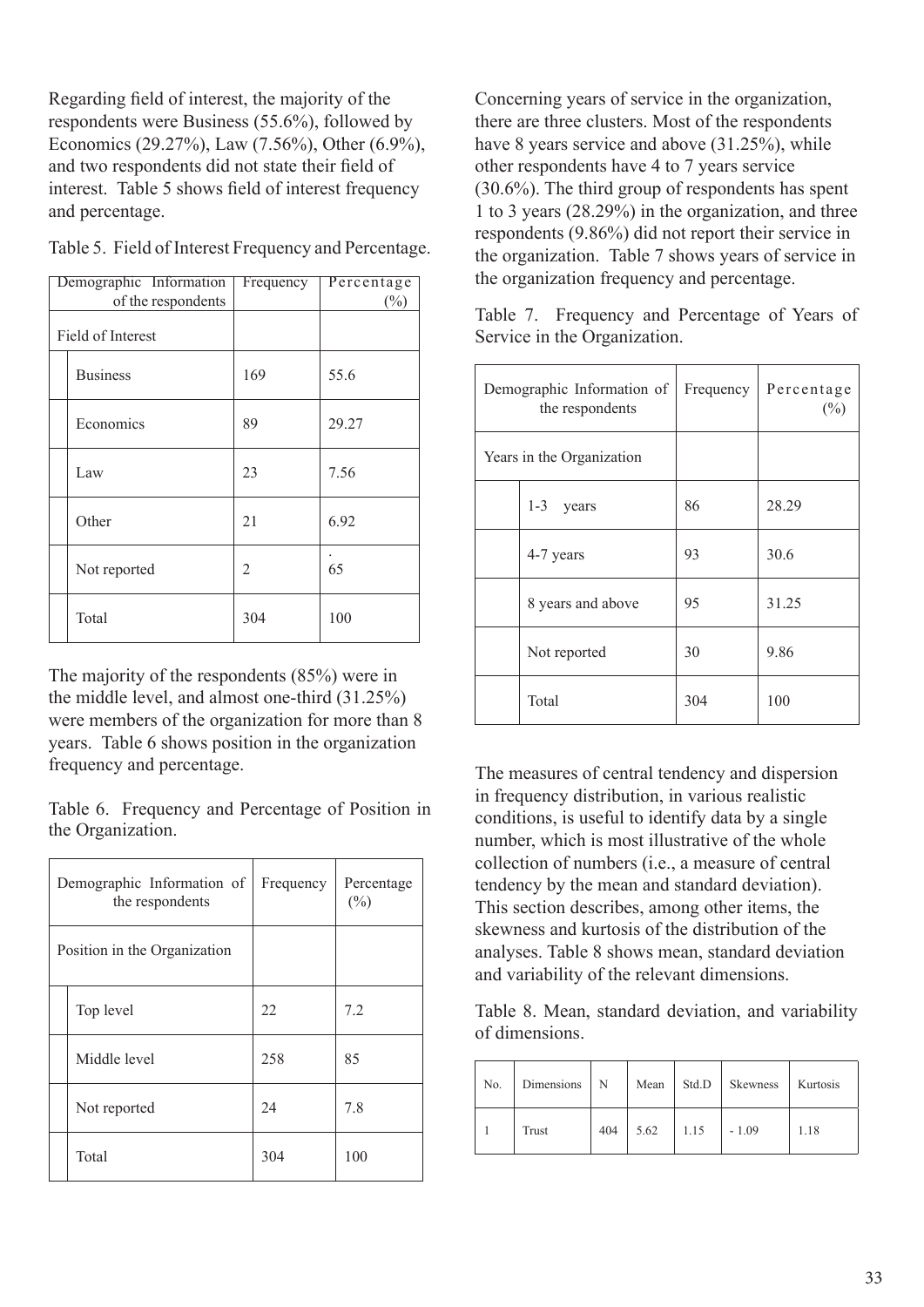Regarding field of interest, the majority of the respondents were Business (55.6%), followed by Economics (29.27%), Law (7.56%), Other (6.9%), and two respondents did not state their field of interest. Table 5 shows field of interest frequency and percentage.

Table 5. Field of Interest Frequency and Percentage.

| Demographic Information of the respondents | Frequency | Percentage (%) |
|---|---|---|
| Field of Interest | | |
| Business | 169 | 55.6 |
| Economics | 89 | 29.27 |
| Law | 23 | 7.56 |
| Other | 21 | 6.92 |
| Not reported | 2 | .65 |
| Total | 304 | 100 |

The majority of the respondents (85%) were in the middle level, and almost one-third (31.25%) were members of the organization for more than 8 years. Table 6 shows position in the organization frequency and percentage.

Table 6. Frequency and Percentage of Position in the Organization.

| Demographic Information of the respondents | Frequency | Percentage (%) |
|---|---|---|
| Position in the Organization | | |
| Top level | 22 | 7.2 |
| Middle level | 258 | 85 |
| Not reported | 24 | 7.8 |
| Total | 304 | 100 |

Concerning years of service in the organization, there are three clusters. Most of the respondents have 8 years service and above (31.25%), while other respondents have 4 to 7 years service (30.6%). The third group of respondents has spent 1 to 3 years (28.29%) in the organization, and three respondents (9.86%) did not report their service in the organization. Table 7 shows years of service in the organization frequency and percentage.

Table 7. Frequency and Percentage of Years of Service in the Organization.

| Demographic Information of the respondents | Frequency | Percentage (%) |
|---|---|---|
| Years in the Organization | | |
| 1-3 years | 86 | 28.29 |
| 4-7 years | 93 | 30.6 |
| 8 years and above | 95 | 31.25 |
| Not reported | 30 | 9.86 |
| Total | 304 | 100 |

The measures of central tendency and dispersion in frequency distribution, in various realistic conditions, is useful to identify data by a single number, which is most illustrative of the whole collection of numbers (i.e., a measure of central tendency by the mean and standard deviation). This section describes, among other items, the skewness and kurtosis of the distribution of the analyses. Table 8 shows mean, standard deviation and variability of the relevant dimensions.

Table 8. Mean, standard deviation, and variability of dimensions.

| No. | Dimensions | N | Mean | Std.D | Skewness | Kurtosis |
|---|---|---|---|---|---|---|
| 1 | Trust | 404 | 5.62 | 1.15 | - 1.09 | 1.18 |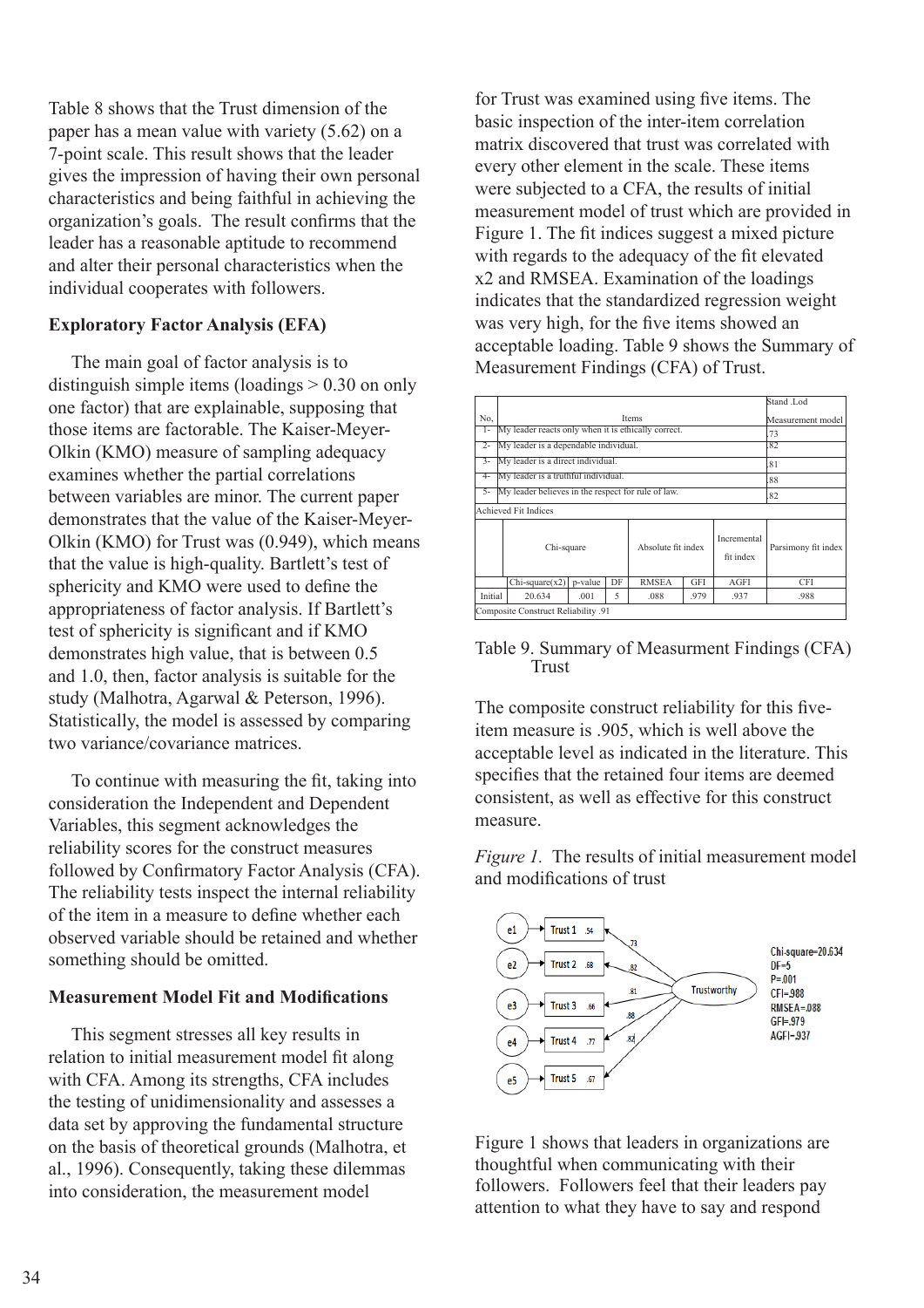Table 8 shows that the Trust dimension of the paper has a mean value with variety (5.62) on a 7-point scale. This result shows that the leader gives the impression of having their own personal characteristics and being faithful in achieving the organization's goals. The result confirms that the leader has a reasonable aptitude to recommend and alter their personal characteristics when the individual cooperates with followers.

**Exploratory Factor Analysis (EFA)**

The main goal of factor analysis is to distinguish simple items (loadings > 0.30 on only one factor) that are explainable, supposing that those items are factorable. The Kaiser-Meyer-Olkin (KMO) measure of sampling adequacy examines whether the partial correlations between variables are minor. The current paper demonstrates that the value of the Kaiser-Meyer-Olkin (KMO) for Trust was (0.949), which means that the value is high-quality. Bartlett's test of sphericity and KMO were used to define the appropriateness of factor analysis. If Bartlett's test of sphericity is significant and if KMO demonstrates high value, that is between 0.5 and 1.0, then, factor analysis is suitable for the study (Malhotra, Agarwal & Peterson, 1996). Statistically, the model is assessed by comparing two variance/covariance matrices.

To continue with measuring the fit, taking into consideration the Independent and Dependent Variables, this segment acknowledges the reliability scores for the construct measures followed by Confirmatory Factor Analysis (CFA). The reliability tests inspect the internal reliability of the item in a measure to define whether each observed variable should be retained and whether something should be omitted.

**Measurement Model Fit and Modifications**

This segment stresses all key results in relation to initial measurement model fit along with CFA. Among its strengths, CFA includes the testing of unidimensionality and assesses a data set by approving the fundamental structure on the basis of theoretical grounds (Malhotra, et al., 1996). Consequently, taking these dilemmas into consideration, the measurement model for Trust was examined using five items. The basic inspection of the inter-item correlation matrix discovered that trust was correlated with every other element in the scale. These items were subjected to a CFA, the results of initial measurement model of trust which are provided in Figure 1. The fit indices suggest a mixed picture with regards to the adequacy of the fit elevated x2 and RMSEA. Examination of the loadings indicates that the standardized regression weight was very high, for the five items showed an acceptable loading. Table 9 shows the Summary of Measurement Findings (CFA) of Trust.

| No, | Items | | | | | | Stand .Lod Measurement model |
|---|---|---|---|---|---|---|---|
| 1- | My leader reacts only when it is ethically correct. | | | | | | .73 |
| 2- | My leader is a dependable individual. | | | | | | .82 |
| 3- | My leader is a direct individual. | | | | | | .81 |
| 4- | My leader is a truthful individual. | | | | | | .88 |
| 5- | My leader believes in the respect for rule of law. | | | | | | .82 |
| Achieved Fit Indices | | | | | | | |
| | Chi-square | | | Absolute fit index | | Incremental fit index | Parsimony fit index |
| | Chi-square(x2) | p-value | DF | RMSEA | GFI | AGFI | CFI |
| Initial | 20.634 | .001 | 5 | .088 | .979 | .937 | .988 |
| Composite Construct Reliability .91 | | | | | | | |

Table 9. Summary of Measurment Findings (CFA) Trust

The composite construct reliability for this five-item measure is .905, which is well above the acceptable level as indicated in the literature. This specifies that the retained four items are deemed consistent, as well as effective for this construct measure.

*Figure 1.* The results of initial measurement model and modifications of trust

Figure 1 shows that leaders in organizations are thoughtful when communicating with their followers. Followers feel that their leaders pay attention to what they have to say and respond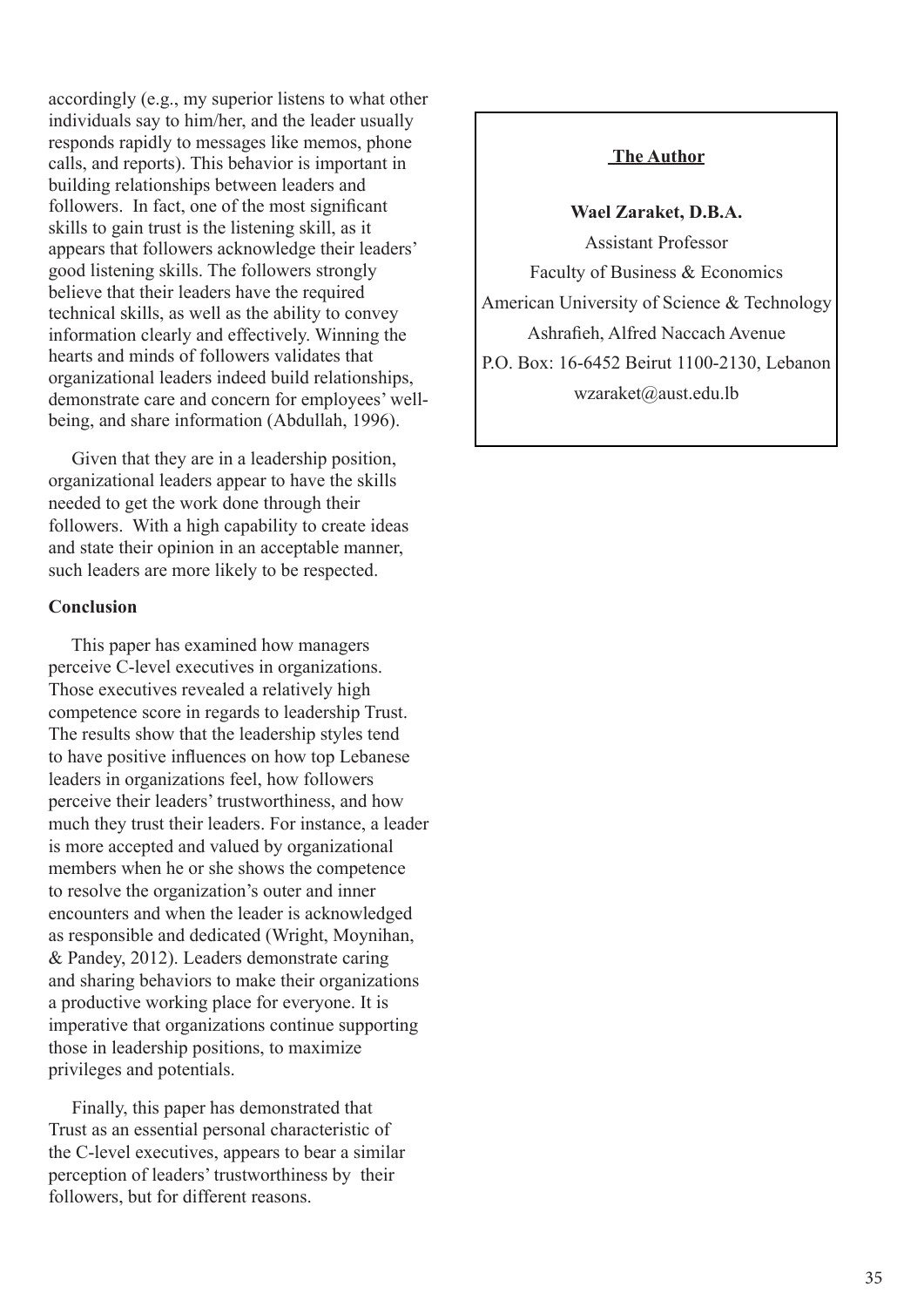accordingly (e.g., my superior listens to what other individuals say to him/her, and the leader usually responds rapidly to messages like memos, phone calls, and reports). This behavior is important in building relationships between leaders and followers. In fact, one of the most significant skills to gain trust is the listening skill, as it appears that followers acknowledge their leaders' good listening skills. The followers strongly believe that their leaders have the required technical skills, as well as the ability to convey information clearly and effectively. Winning the hearts and minds of followers validates that organizational leaders indeed build relationships, demonstrate care and concern for employees' well-being, and share information (Abdullah, 1996).

Given that they are in a leadership position, organizational leaders appear to have the skills needed to get the work done through their followers. With a high capability to create ideas and state their opinion in an acceptable manner, such leaders are more likely to be respected.

**Conclusion**

This paper has examined how managers perceive C-level executives in organizations. Those executives revealed a relatively high competence score in regards to leadership Trust. The results show that the leadership styles tend to have positive influences on how top Lebanese leaders in organizations feel, how followers perceive their leaders' trustworthiness, and how much they trust their leaders. For instance, a leader is more accepted and valued by organizational members when he or she shows the competence to resolve the organization's outer and inner encounters and when the leader is acknowledged as responsible and dedicated (Wright, Moynihan, & Pandey, 2012). Leaders demonstrate caring and sharing behaviors to make their organizations a productive working place for everyone. It is imperative that organizations continue supporting those in leadership positions, to maximize privileges and potentials.

Finally, this paper has demonstrated that Trust as an essential personal characteristic of the C-level executives, appears to bear a similar perception of leaders' trustworthiness by their followers, but for different reasons.

**The Author**

**Wael Zaraket, D.B.A.**
Assistant Professor
Faculty of Business & Economics
American University of Science & Technology
Ashrafieh, Alfred Naccach Avenue
P.O. Box: 16-6452 Beirut 1100-2130, Lebanon
wzaraket@aust.edu.lb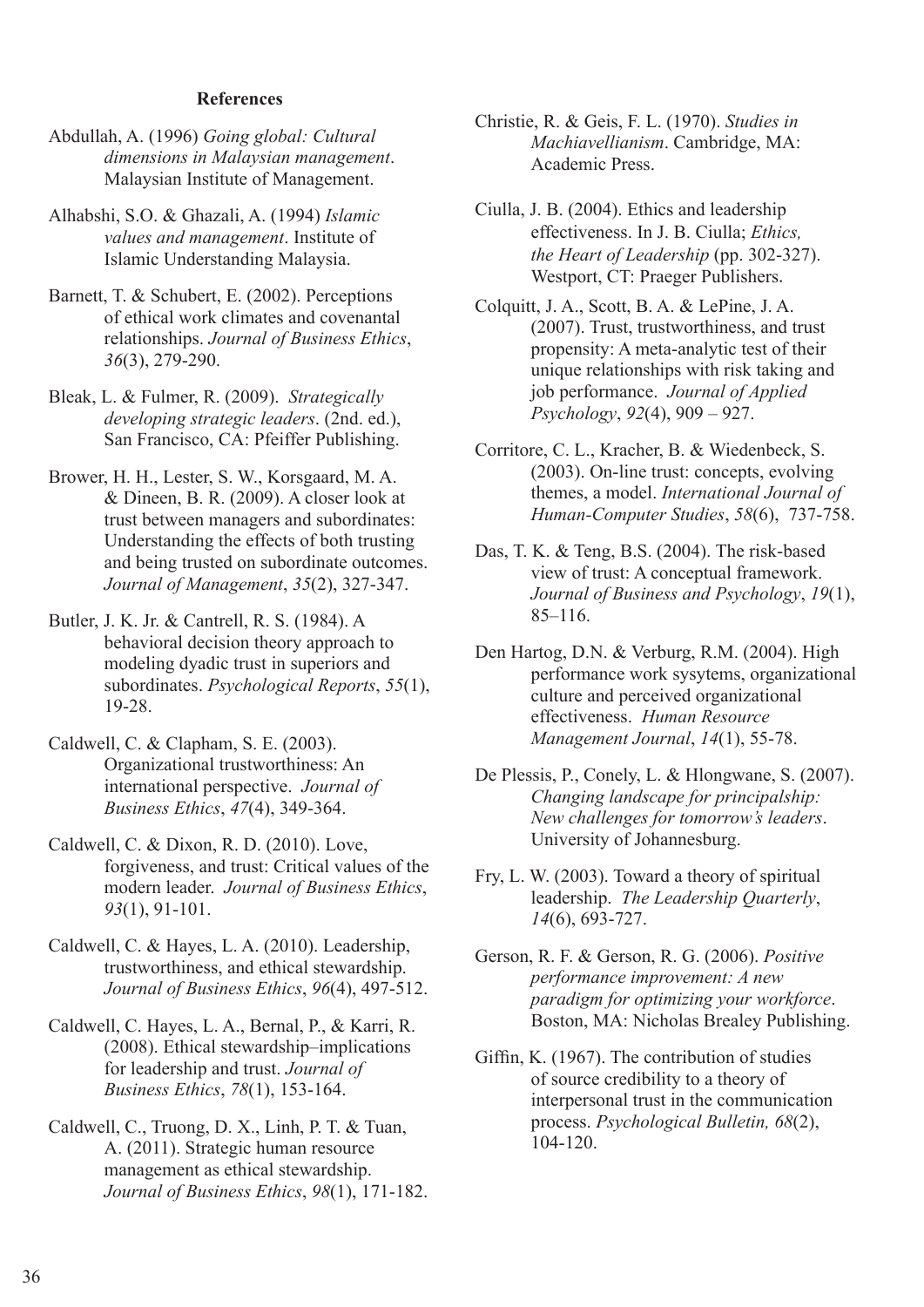**References**

Abdullah, A. (1996) *Going global: Cultural dimensions in Malaysian management*. Malaysian Institute of Management.

Alhabshi, S.O. & Ghazali, A. (1994) *Islamic values and management*. Institute of Islamic Understanding Malaysia.

Barnett, T. & Schubert, E. (2002). Perceptions of ethical work climates and covenantal relationships. *Journal of Business Ethics*, *36*(3), 279-290.

Bleak, L. & Fulmer, R. (2009). *Strategically developing strategic leaders*. (2nd. ed.), San Francisco, CA: Pfeiffer Publishing.

Brower, H. H., Lester, S. W., Korsgaard, M. A. & Dineen, B. R. (2009). A closer look at trust between managers and subordinates: Understanding the effects of both trusting and being trusted on subordinate outcomes. *Journal of Management*, *35*(2), 327-347.

Butler, J. K. Jr. & Cantrell, R. S. (1984). A behavioral decision theory approach to modeling dyadic trust in superiors and subordinates. *Psychological Reports*, *55*(1), 19-28.

Caldwell, C. & Clapham, S. E. (2003). Organizational trustworthiness: An international perspective. *Journal of Business Ethics*, *47*(4), 349-364.

Caldwell, C. & Dixon, R. D. (2010). Love, forgiveness, and trust: Critical values of the modern leader. *Journal of Business Ethics*, *93*(1), 91-101.

Caldwell, C. & Hayes, L. A. (2010). Leadership, trustworthiness, and ethical stewardship. *Journal of Business Ethics*, *96*(4), 497-512.

Caldwell, C. Hayes, L. A., Bernal, P., & Karri, R. (2008). Ethical stewardship–implications for leadership and trust. *Journal of Business Ethics*, *78*(1), 153-164.

Caldwell, C., Truong, D. X., Linh, P. T. & Tuan, A. (2011). Strategic human resource management as ethical stewardship. *Journal of Business Ethics*, *98*(1), 171-182.

Christie, R. & Geis, F. L. (1970). *Studies in Machiavellianism*. Cambridge, MA: Academic Press.

Ciulla, J. B. (2004). Ethics and leadership effectiveness. In J. B. Ciulla; *Ethics, the Heart of Leadership* (pp. 302-327). Westport, CT: Praeger Publishers.

Colquitt, J. A., Scott, B. A. & LePine, J. A. (2007). Trust, trustworthiness, and trust propensity: A meta-analytic test of their unique relationships with risk taking and job performance. *Journal of Applied Psychology*, *92*(4), 909 – 927.

Corritore, C. L., Kracher, B. & Wiedenbeck, S. (2003). On-line trust: concepts, evolving themes, a model. *International Journal of Human-Computer Studies*, *58*(6), 737-758.

Das, T. K. & Teng, B.S. (2004). The risk-based view of trust: A conceptual framework. *Journal of Business and Psychology*, *19*(1), 85–116.

Den Hartog, D.N. & Verburg, R.M. (2004). High performance work sysytems, organizational culture and perceived organizational effectiveness. *Human Resource Management Journal*, *14*(1), 55-78.

De Plessis, P., Conely, L. & Hlongwane, S. (2007). *Changing landscape for principalship: New challenges for tomorrow's leaders*. University of Johannesburg.

Fry, L. W. (2003). Toward a theory of spiritual leadership. *The Leadership Quarterly*, *14*(6), 693-727.

Gerson, R. F. & Gerson, R. G. (2006). *Positive performance improvement: A new paradigm for optimizing your workforce*. Boston, MA: Nicholas Brealey Publishing.

Giffin, K. (1967). The contribution of studies of source credibility to a theory of interpersonal trust in the communication process. *Psychological Bulletin, 68*(2), 104-120.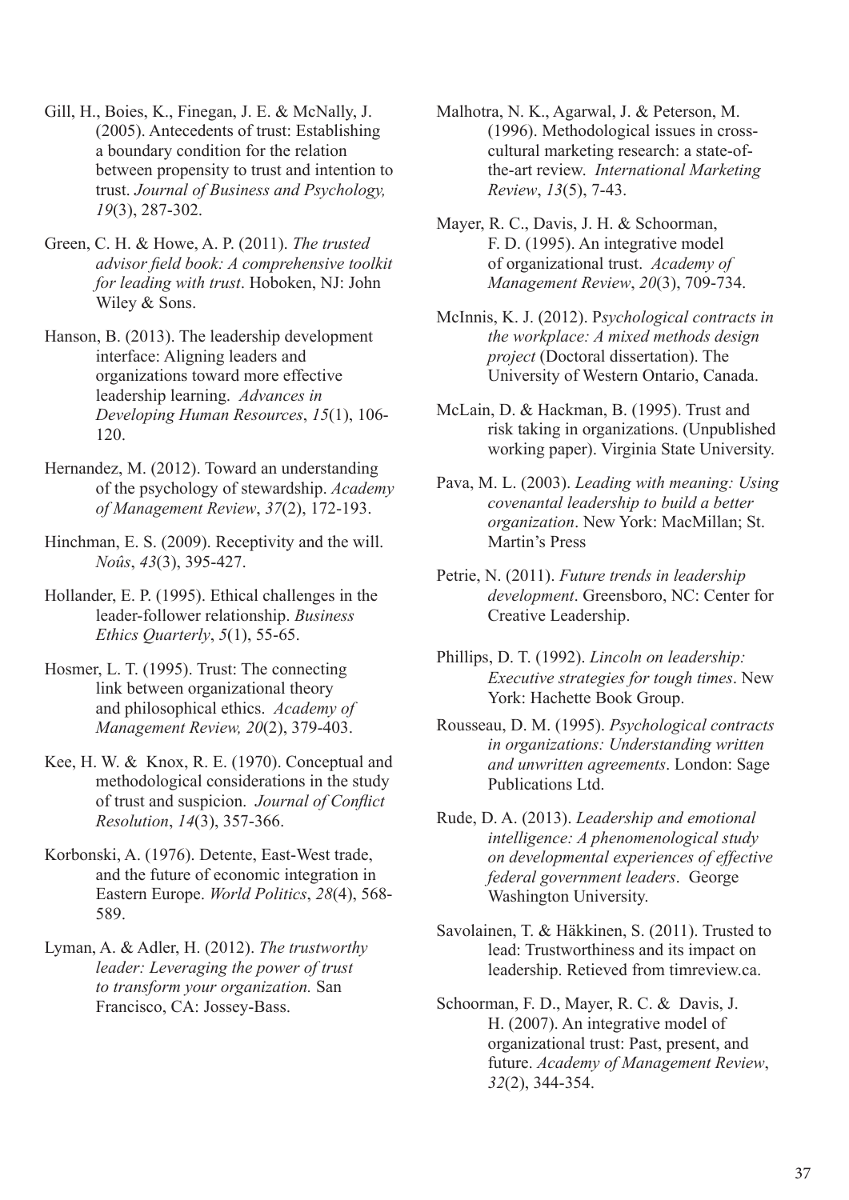Gill, H., Boies, K., Finegan, J. E. & McNally, J. (2005). Antecedents of trust: Establishing a boundary condition for the relation between propensity to trust and intention to trust. *Journal of Business and Psychology, 19*(3), 287-302.

Green, C. H. & Howe, A. P. (2011). *The trusted advisor field book: A comprehensive toolkit for leading with trust*. Hoboken, NJ: John Wiley & Sons.

Hanson, B. (2013). The leadership development interface: Aligning leaders and organizations toward more effective leadership learning. *Advances in Developing Human Resources*, *15*(1), 106-120.

Hernandez, M. (2012). Toward an understanding of the psychology of stewardship. *Academy of Management Review*, *37*(2), 172-193.

Hinchman, E. S. (2009). Receptivity and the will. *Noûs*, *43*(3), 395-427.

Hollander, E. P. (1995). Ethical challenges in the leader-follower relationship. *Business Ethics Quarterly*, *5*(1), 55-65.

Hosmer, L. T. (1995). Trust: The connecting link between organizational theory and philosophical ethics. *Academy of Management Review, 20*(2), 379-403.

Kee, H. W. & Knox, R. E. (1970). Conceptual and methodological considerations in the study of trust and suspicion. *Journal of Conflict Resolution*, *14*(3), 357-366.

Korbonski, A. (1976). Detente, East-West trade, and the future of economic integration in Eastern Europe. *World Politics*, *28*(4), 568-589.

Lyman, A. & Adler, H. (2012). *The trustworthy leader: Leveraging the power of trust to transform your organization.* San Francisco, CA: Jossey-Bass.

Malhotra, N. K., Agarwal, J. & Peterson, M. (1996). Methodological issues in cross-cultural marketing research: a state-of-the-art review. *International Marketing Review*, *13*(5), 7-43.

Mayer, R. C., Davis, J. H. & Schoorman, F. D. (1995). An integrative model of organizational trust. *Academy of Management Review*, *20*(3), 709-734.

McInnis, K. J. (2012). P*sychological contracts in the workplace: A mixed methods design project* (Doctoral dissertation). The University of Western Ontario, Canada.

McLain, D. & Hackman, B. (1995). Trust and risk taking in organizations. (Unpublished working paper). Virginia State University.

Pava, M. L. (2003). *Leading with meaning: Using covenantal leadership to build a better organization*. New York: MacMillan; St. Martin's Press

Petrie, N. (2011). *Future trends in leadership development*. Greensboro, NC: Center for Creative Leadership.

Phillips, D. T. (1992). *Lincoln on leadership: Executive strategies for tough times*. New York: Hachette Book Group.

Rousseau, D. M. (1995). *Psychological contracts in organizations: Understanding written and unwritten agreements*. London: Sage Publications Ltd.

Rude, D. A. (2013). *Leadership and emotional intelligence: A phenomenological study on developmental experiences of effective federal government leaders*. George Washington University.

Savolainen, T. & Häkkinen, S. (2011). Trusted to lead: Trustworthiness and its impact on leadership. Retieved from timreview.ca.

Schoorman, F. D., Mayer, R. C. & Davis, J. H. (2007). An integrative model of organizational trust: Past, present, and future. *Academy of Management Review*, *32*(2), 344-354.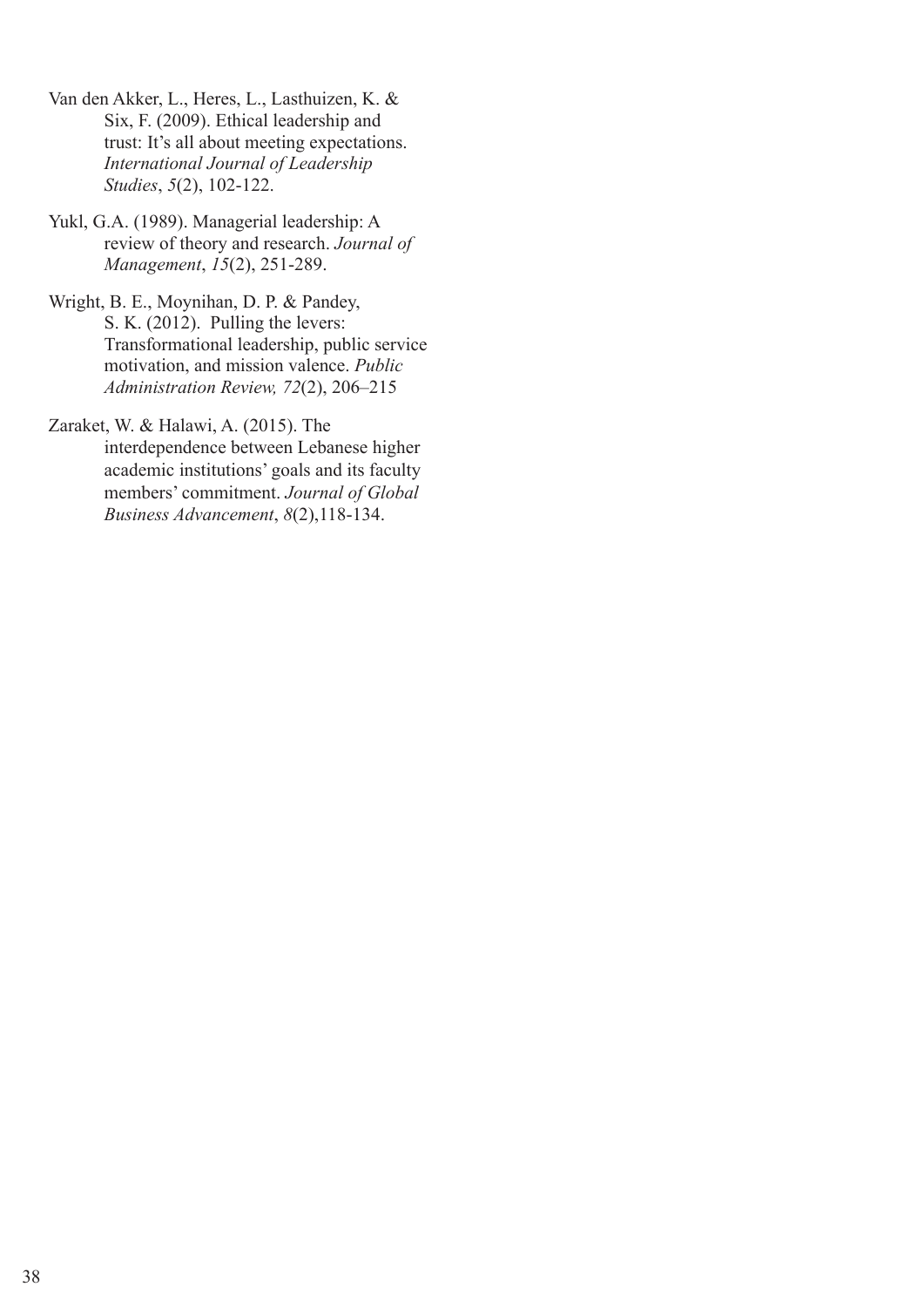Van den Akker, L., Heres, L., Lasthuizen, K. & Six, F. (2009). Ethical leadership and trust: It's all about meeting expectations. *International Journal of Leadership Studies*, *5*(2), 102-122.

Yukl, G.A. (1989). Managerial leadership: A review of theory and research. *Journal of Management*, *15*(2), 251-289.

Wright, B. E., Moynihan, D. P. & Pandey, S. K. (2012). Pulling the levers: Transformational leadership, public service motivation, and mission valence. *Public Administration Review, 72*(2), 206–215

Zaraket, W. & Halawi, A. (2015). The interdependence between Lebanese higher academic institutions' goals and its faculty members' commitment. *Journal of Global Business Advancement*, *8*(2),118-134.